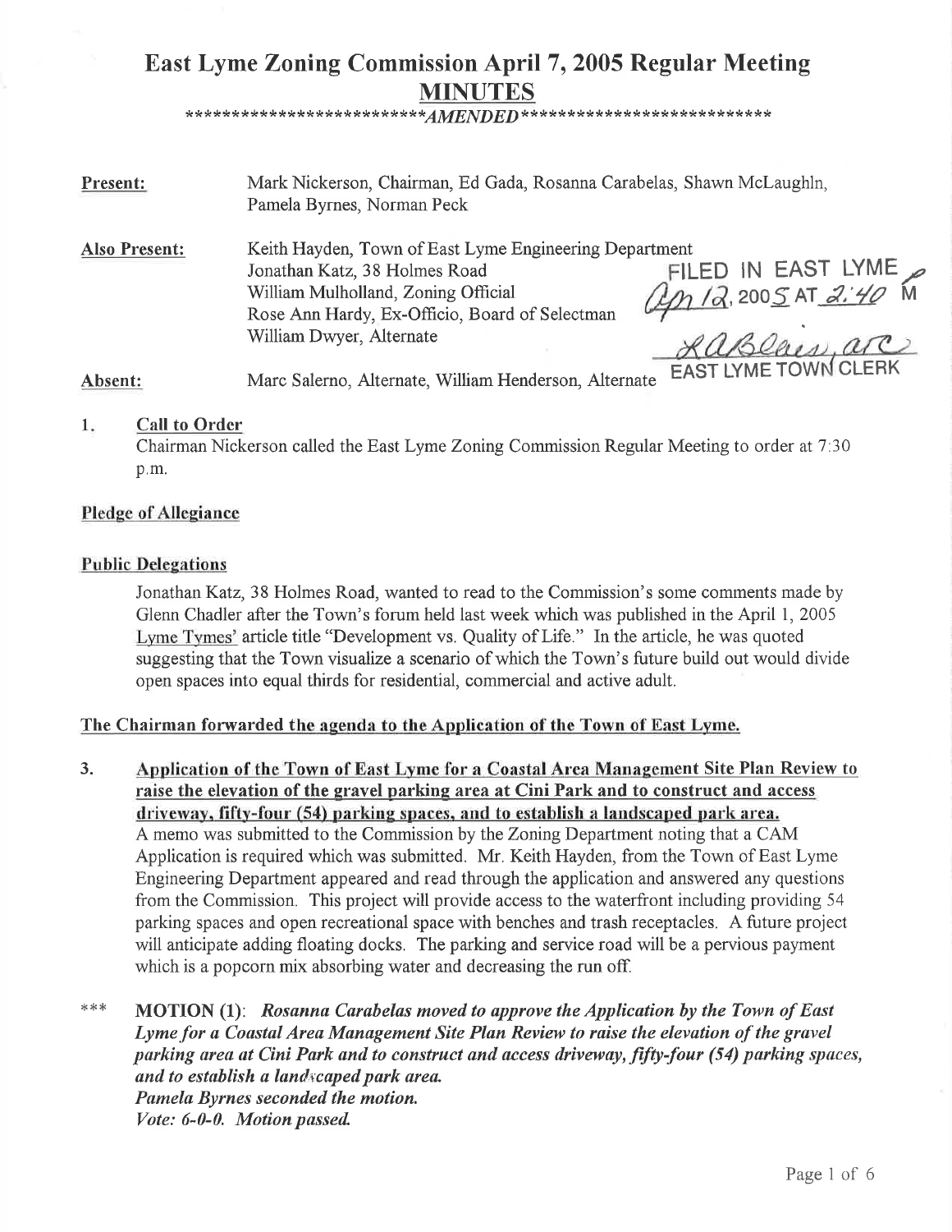# East Lyme Zoning Commission April 7, 2005 Regular Meeting

## MINUTES

\*\*\*\*\*\*\*\*\*\*\*\*\*\*\*\*\*\*\*\*\*\*\*\*\*\**AMENDED*\*\*\*\*\*\*\*\*\*\*\*\*\*\*\*\*\*\*\*\*\*\*\*\*\*\*

**Present:** Mark Nickerson, Chairman, Ed Gada, Rosanna Carabelas, Shawn McLaughln, Pamela Byrnes, Norman Peck

**Also Present:** Keith Hayden, Town of East Lyme Engineering Department
Jonathan Katz, 38 Holmes Road
William Mulholland, Zoning Official
Rose Ann Hardy, Ex-Officio, Board of Selectman
William Dwyer, Alternate

FILED IN EAST LYME Apr 12, 2005 AT 2:40 PM
RABlais, arc
EAST LYME TOWN CLERK

**Absent:** Marc Salerno, Alternate, William Henderson, Alternate

1. **Call to Order**

   Chairman Nickerson called the East Lyme Zoning Commission Regular Meeting to order at 7:30 p.m.

**Pledge of Allegiance**

**Public Delegations**

Jonathan Katz, 38 Holmes Road, wanted to read to the Commission's some comments made by Glenn Chadler after the Town's forum held last week which was published in the April 1, 2005 Lyme Tymes' article title "Development vs. Quality of Life." In the article, he was quoted suggesting that the Town visualize a scenario of which the Town's future build out would divide open spaces into equal thirds for residential, commercial and active adult.

**The Chairman forwarded the agenda to the Application of the Town of East Lyme.**

3. **Application of the Town of East Lyme for a Coastal Area Management Site Plan Review to raise the elevation of the gravel parking area at Cini Park and to construct and access driveway, fifty-four (54) parking spaces, and to establish a landscaped park area.**

   A memo was submitted to the Commission by the Zoning Department noting that a CAM Application is required which was submitted. Mr. Keith Hayden, from the Town of East Lyme Engineering Department appeared and read through the application and answered any questions from the Commission. This project will provide access to the waterfront including providing 54 parking spaces and open recreational space with benches and trash receptacles. A future project will anticipate adding floating docks. The parking and service road will be a pervious payment which is a popcorn mix absorbing water and decreasing the run off.

\*\*\* **MOTION (1)**: ***Rosanna Carabelas moved to approve the Application by the Town of East Lyme for a Coastal Area Management Site Plan Review to raise the elevation of the gravel parking area at Cini Park and to construct and access driveway, fifty-four (54) parking spaces, and to establish a landscaped park area.***
***Pamela Byrnes seconded the motion.***
***Vote: 6-0-0. Motion passed.***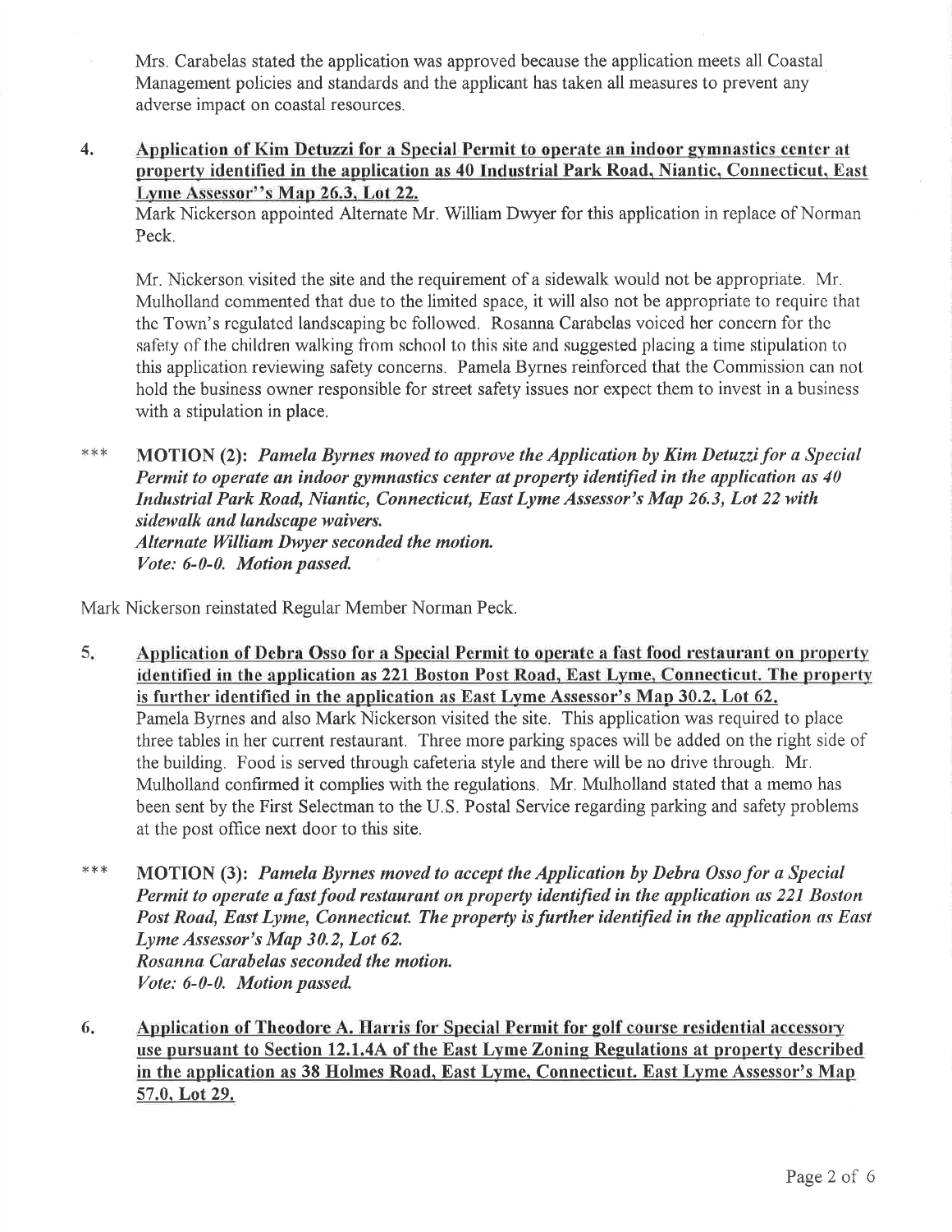Mrs. Carabelas stated the application was approved because the application meets all Coastal Management policies and standards and the applicant has taken all measures to prevent any adverse impact on coastal resources.

4. **Application of Kim Detuzzi for a Special Permit to operate an indoor gymnastics center at property identified in the application as 40 Industrial Park Road, Niantic, Connecticut, East Lyme Assessor''s Map 26.3, Lot 22.**

Mark Nickerson appointed Alternate Mr. William Dwyer for this application in replace of Norman Peck.

Mr. Nickerson visited the site and the requirement of a sidewalk would not be appropriate. Mr. Mulholland commented that due to the limited space, it will also not be appropriate to require that the Town's regulated landscaping be followed. Rosanna Carabelas voiced her concern for the safety of the children walking from school to this site and suggested placing a time stipulation to this application reviewing safety concerns. Pamela Byrnes reinforced that the Commission can not hold the business owner responsible for street safety issues nor expect them to invest in a business with a stipulation in place.

*** **MOTION (2):** ***Pamela Byrnes moved to approve the Application by Kim Detuzzi for a Special Permit to operate an indoor gymnastics center at property identified in the application as 40 Industrial Park Road, Niantic, Connecticut, East Lyme Assessor's Map 26.3, Lot 22 with sidewalk and landscape waivers.***
***Alternate William Dwyer seconded the motion.***
***Vote: 6-0-0. Motion passed.***

Mark Nickerson reinstated Regular Member Norman Peck.

5. **Application of Debra Osso for a Special Permit to operate a fast food restaurant on property identified in the application as 221 Boston Post Road, East Lyme, Connecticut. The property is further identified in the application as East Lyme Assessor's Map 30.2, Lot 62.**

Pamela Byrnes and also Mark Nickerson visited the site. This application was required to place three tables in her current restaurant. Three more parking spaces will be added on the right side of the building. Food is served through cafeteria style and there will be no drive through. Mr. Mulholland confirmed it complies with the regulations. Mr. Mulholland stated that a memo has been sent by the First Selectman to the U.S. Postal Service regarding parking and safety problems at the post office next door to this site.

*** **MOTION (3):** ***Pamela Byrnes moved to accept the Application by Debra Osso for a Special Permit to operate a fast food restaurant on property identified in the application as 221 Boston Post Road, East Lyme, Connecticut. The property is further identified in the application as East Lyme Assessor's Map 30.2, Lot 62.***
***Rosanna Carabelas seconded the motion.***
***Vote: 6-0-0. Motion passed.***

6. **Application of Theodore A. Harris for Special Permit for golf course residential accessory use pursuant to Section 12.1.4A of the East Lyme Zoning Regulations at property described in the application as 38 Holmes Road, East Lyme, Connecticut. East Lyme Assessor's Map 57.0, Lot 29.**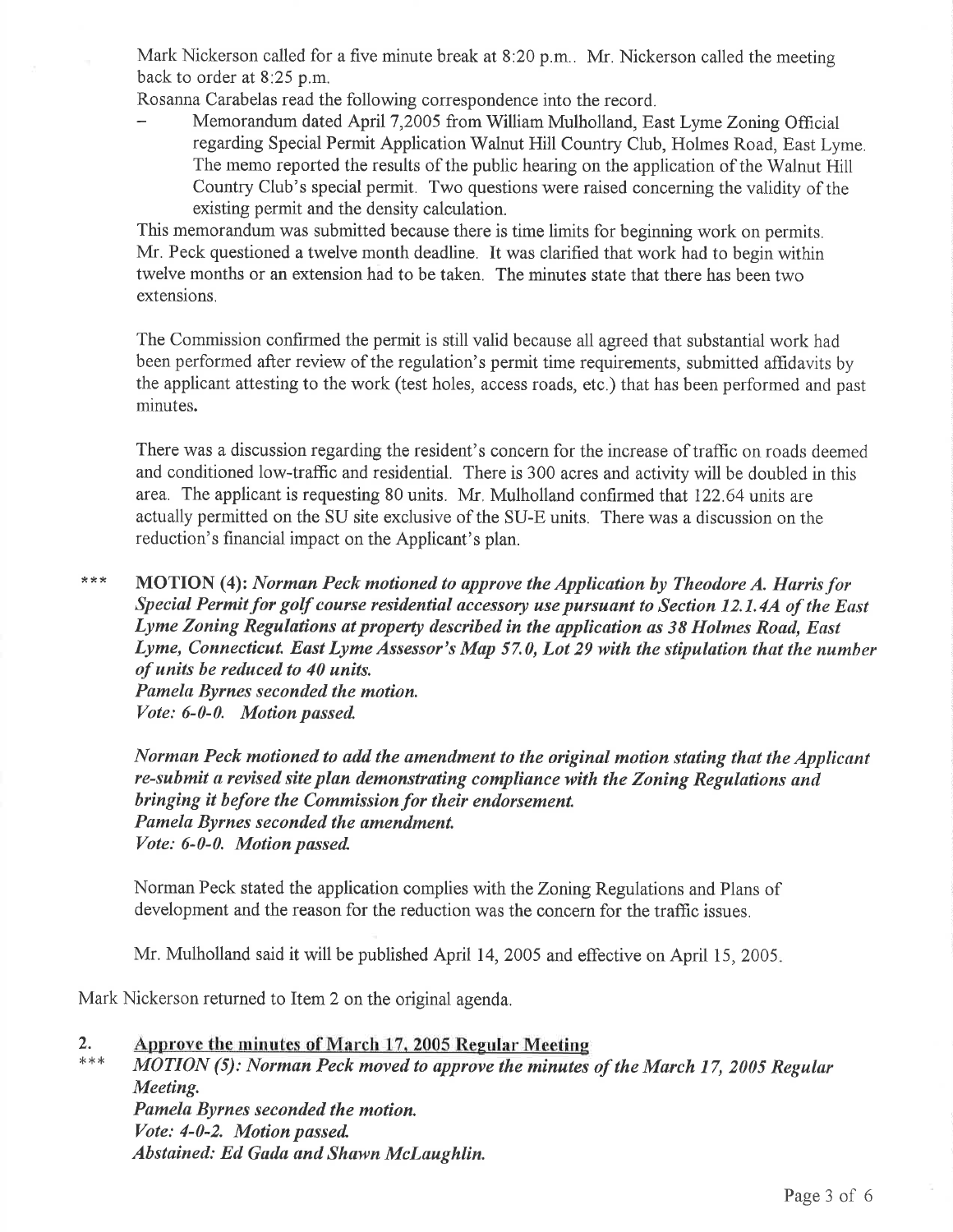Mark Nickerson called for a five minute break at 8:20 p.m.. Mr. Nickerson called the meeting back to order at 8:25 p.m.

Rosanna Carabelas read the following correspondence into the record.

- Memorandum dated April 7,2005 from William Mulholland, East Lyme Zoning Official regarding Special Permit Application Walnut Hill Country Club, Holmes Road, East Lyme. The memo reported the results of the public hearing on the application of the Walnut Hill Country Club's special permit. Two questions were raised concerning the validity of the existing permit and the density calculation.

This memorandum was submitted because there is time limits for beginning work on permits. Mr. Peck questioned a twelve month deadline. It was clarified that work had to begin within twelve months or an extension had to be taken. The minutes state that there has been two extensions.

The Commission confirmed the permit is still valid because all agreed that substantial work had been performed after review of the regulation's permit time requirements, submitted affidavits by the applicant attesting to the work (test holes, access roads, etc.) that has been performed and past minutes.

There was a discussion regarding the resident's concern for the increase of traffic on roads deemed and conditioned low-traffic and residential. There is 300 acres and activity will be doubled in this area. The applicant is requesting 80 units. Mr. Mulholland confirmed that 122.64 units are actually permitted on the SU site exclusive of the SU-E units. There was a discussion on the reduction's financial impact on the Applicant's plan.

\*\*\* **MOTION (4):** ***Norman Peck motioned to approve the Application by Theodore A. Harris for Special Permit for golf course residential accessory use pursuant to Section 12.1.4A of the East Lyme Zoning Regulations at property described in the application as 38 Holmes Road, East Lyme, Connecticut. East Lyme Assessor's Map 57.0, Lot 29 with the stipulation that the number of units be reduced to 40 units.***
***Pamela Byrnes seconded the motion.***
***Vote: 6-0-0. Motion passed.***

***Norman Peck motioned to add the amendment to the original motion stating that the Applicant re-submit a revised site plan demonstrating compliance with the Zoning Regulations and bringing it before the Commission for their endorsement.***
***Pamela Byrnes seconded the amendment.***
***Vote: 6-0-0. Motion passed.***

Norman Peck stated the application complies with the Zoning Regulations and Plans of development and the reason for the reduction was the concern for the traffic issues.

Mr. Mulholland said it will be published April 14, 2005 and effective on April 15, 2005.

Mark Nickerson returned to Item 2 on the original agenda.

2. **Approve the minutes of March 17, 2005 Regular Meeting**

\*\*\* ***MOTION (5): Norman Peck moved to approve the minutes of the March 17, 2005 Regular Meeting.***
***Pamela Byrnes seconded the motion.***
***Vote: 4-0-2. Motion passed.***
***Abstained: Ed Gada and Shawn McLaughlin.***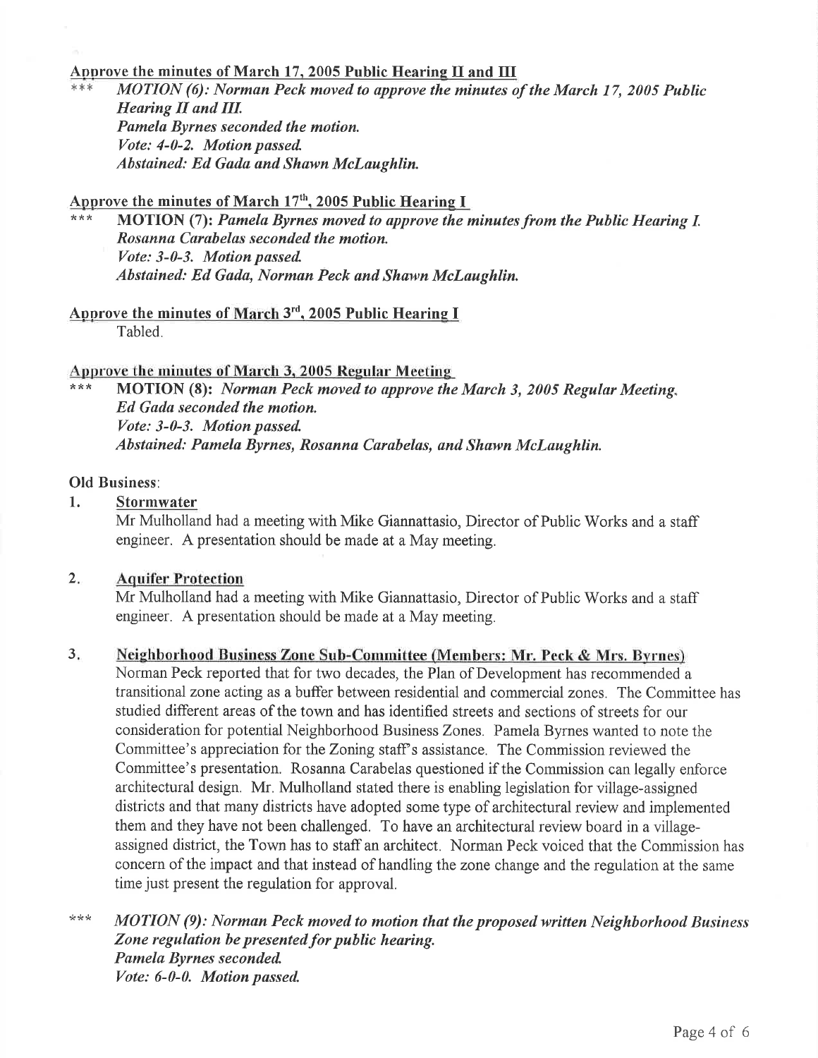**Approve the minutes of March 17, 2005 Public Hearing II and III**

*** *MOTION (6): Norman Peck moved to approve the minutes of the March 17, 2005 Public Hearing II and III.*
*Pamela Byrnes seconded the motion.*
*Vote: 4-0-2. Motion passed.*
*Abstained: Ed Gada and Shawn McLaughlin.*

**Approve the minutes of March 17th, 2005 Public Hearing I**

*** **MOTION (7):** *Pamela Byrnes moved to approve the minutes from the Public Hearing I.*
*Rosanna Carabelas seconded the motion.*
*Vote: 3-0-3. Motion passed.*
*Abstained: Ed Gada, Norman Peck and Shawn McLaughlin.*

**Approve the minutes of March 3rd, 2005 Public Hearing I**

Tabled.

**Approve the minutes of March 3, 2005 Regular Meeting**

*** **MOTION (8):** *Norman Peck moved to approve the March 3, 2005 Regular Meeting.*
*Ed Gada seconded the motion.*
*Vote: 3-0-3. Motion passed.*
*Abstained: Pamela Byrnes, Rosanna Carabelas, and Shawn McLaughlin.*

**Old Business:**

1. **Stormwater**

   Mr Mulholland had a meeting with Mike Giannattasio, Director of Public Works and a staff engineer. A presentation should be made at a May meeting.

2. **Aquifer Protection**

   Mr Mulholland had a meeting with Mike Giannattasio, Director of Public Works and a staff engineer. A presentation should be made at a May meeting.

3. **Neighborhood Business Zone Sub-Committee (Members: Mr. Peck & Mrs. Byrnes)**

   Norman Peck reported that for two decades, the Plan of Development has recommended a transitional zone acting as a buffer between residential and commercial zones. The Committee has studied different areas of the town and has identified streets and sections of streets for our consideration for potential Neighborhood Business Zones. Pamela Byrnes wanted to note the Committee's appreciation for the Zoning staff's assistance. The Commission reviewed the Committee's presentation. Rosanna Carabelas questioned if the Commission can legally enforce architectural design. Mr. Mulholland stated there is enabling legislation for village-assigned districts and that many districts have adopted some type of architectural review and implemented them and they have not been challenged. To have an architectural review board in a village-assigned district, the Town has to staff an architect. Norman Peck voiced that the Commission has concern of the impact and that instead of handling the zone change and the regulation at the same time just present the regulation for approval.

*** *MOTION (9): Norman Peck moved to motion that the proposed written Neighborhood Business Zone regulation be presented for public hearing.*
*Pamela Byrnes seconded.*
*Vote: 6-0-0. Motion passed.*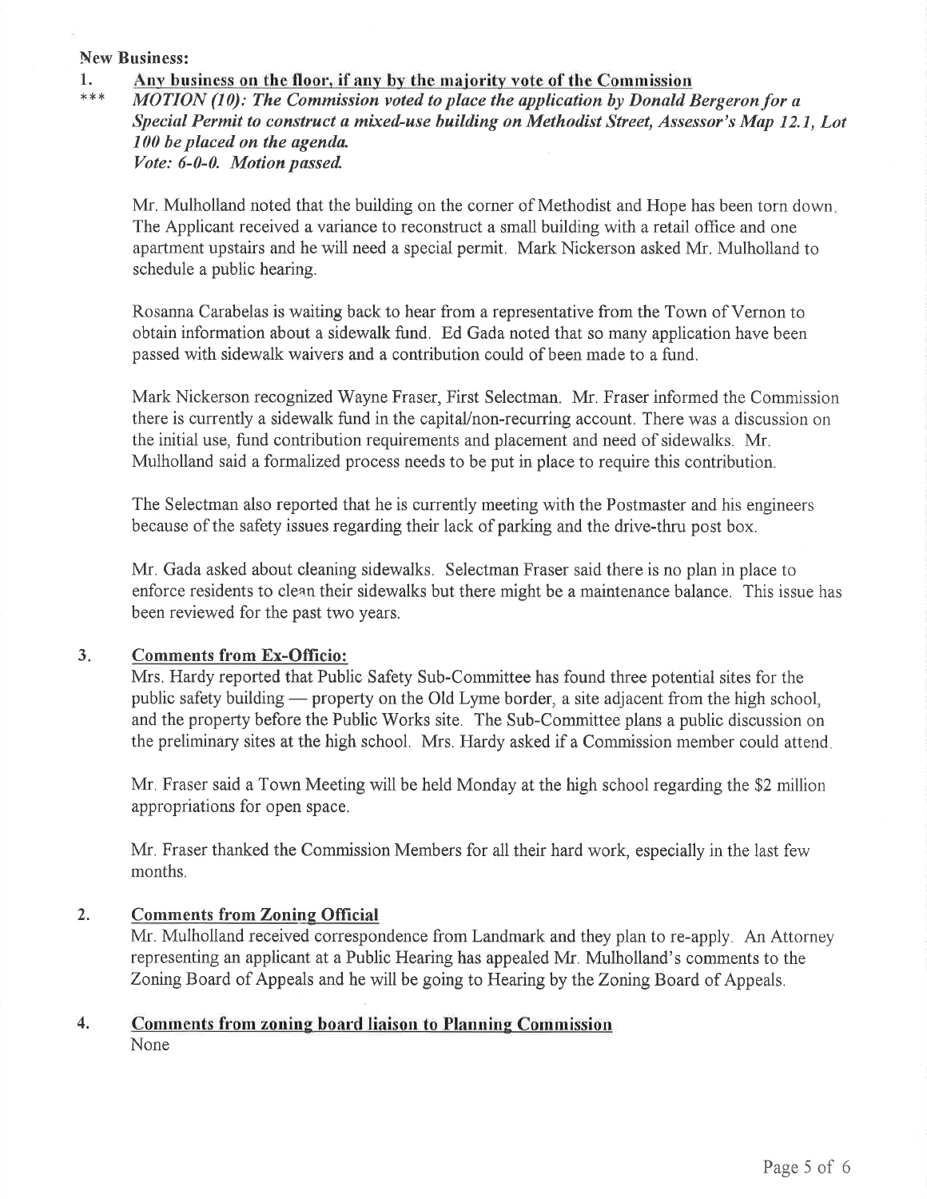**New Business:**

1. **Any business on the floor, if any by the majority vote of the Commission**

*** ***MOTION (10): The Commission voted to place the application by Donald Bergeron for a Special Permit to construct a mixed-use building on Methodist Street, Assessor's Map 12.1, Lot 100 be placed on the agenda.***
***Vote: 6-0-0. Motion passed.***

Mr. Mulholland noted that the building on the corner of Methodist and Hope has been torn down. The Applicant received a variance to reconstruct a small building with a retail office and one apartment upstairs and he will need a special permit. Mark Nickerson asked Mr. Mulholland to schedule a public hearing.

Rosanna Carabelas is waiting back to hear from a representative from the Town of Vernon to obtain information about a sidewalk fund. Ed Gada noted that so many application have been passed with sidewalk waivers and a contribution could of been made to a fund.

Mark Nickerson recognized Wayne Fraser, First Selectman. Mr. Fraser informed the Commission there is currently a sidewalk fund in the capital/non-recurring account. There was a discussion on the initial use, fund contribution requirements and placement and need of sidewalks. Mr. Mulholland said a formalized process needs to be put in place to require this contribution.

The Selectman also reported that he is currently meeting with the Postmaster and his engineers because of the safety issues regarding their lack of parking and the drive-thru post box.

Mr. Gada asked about cleaning sidewalks. Selectman Fraser said there is no plan in place to enforce residents to clean their sidewalks but there might be a maintenance balance. This issue has been reviewed for the past two years.

3. **Comments from Ex-Officio:**

Mrs. Hardy reported that Public Safety Sub-Committee has found three potential sites for the public safety building — property on the Old Lyme border, a site adjacent from the high school, and the property before the Public Works site. The Sub-Committee plans a public discussion on the preliminary sites at the high school. Mrs. Hardy asked if a Commission member could attend.

Mr. Fraser said a Town Meeting will be held Monday at the high school regarding the $2 million appropriations for open space.

Mr. Fraser thanked the Commission Members for all their hard work, especially in the last few months.

2. **Comments from Zoning Official**

Mr. Mulholland received correspondence from Landmark and they plan to re-apply. An Attorney representing an applicant at a Public Hearing has appealed Mr. Mulholland's comments to the Zoning Board of Appeals and he will be going to Hearing by the Zoning Board of Appeals.

4. **Comments from zoning board liaison to Planning Commission**

None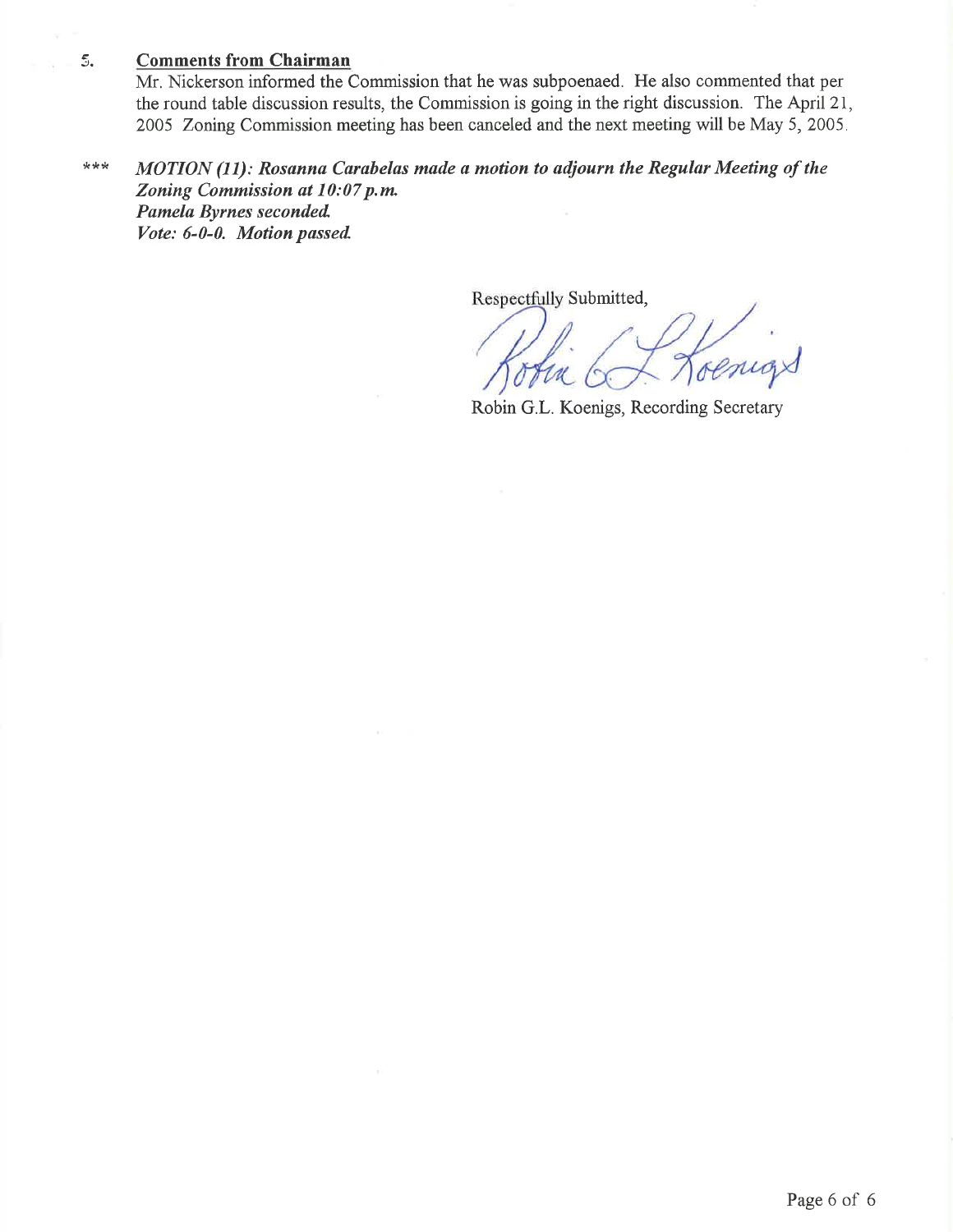5. **<u>Comments from Chairman</u>**

Mr. Nickerson informed the Commission that he was subpoenaed. He also commented that per the round table discussion results, the Commission is going in the right discussion. The April 21, 2005 Zoning Commission meeting has been canceled and the next meeting will be May 5, 2005.

*** ***MOTION (11): Rosanna Carabelas made a motion to adjourn the Regular Meeting of the Zoning Commission at 10:07 p.m.***
***Pamela Byrnes seconded.***
***Vote: 6-0-0. Motion passed.***

Respectfully Submitted,

Robin G.L. Koenigs, Recording Secretary